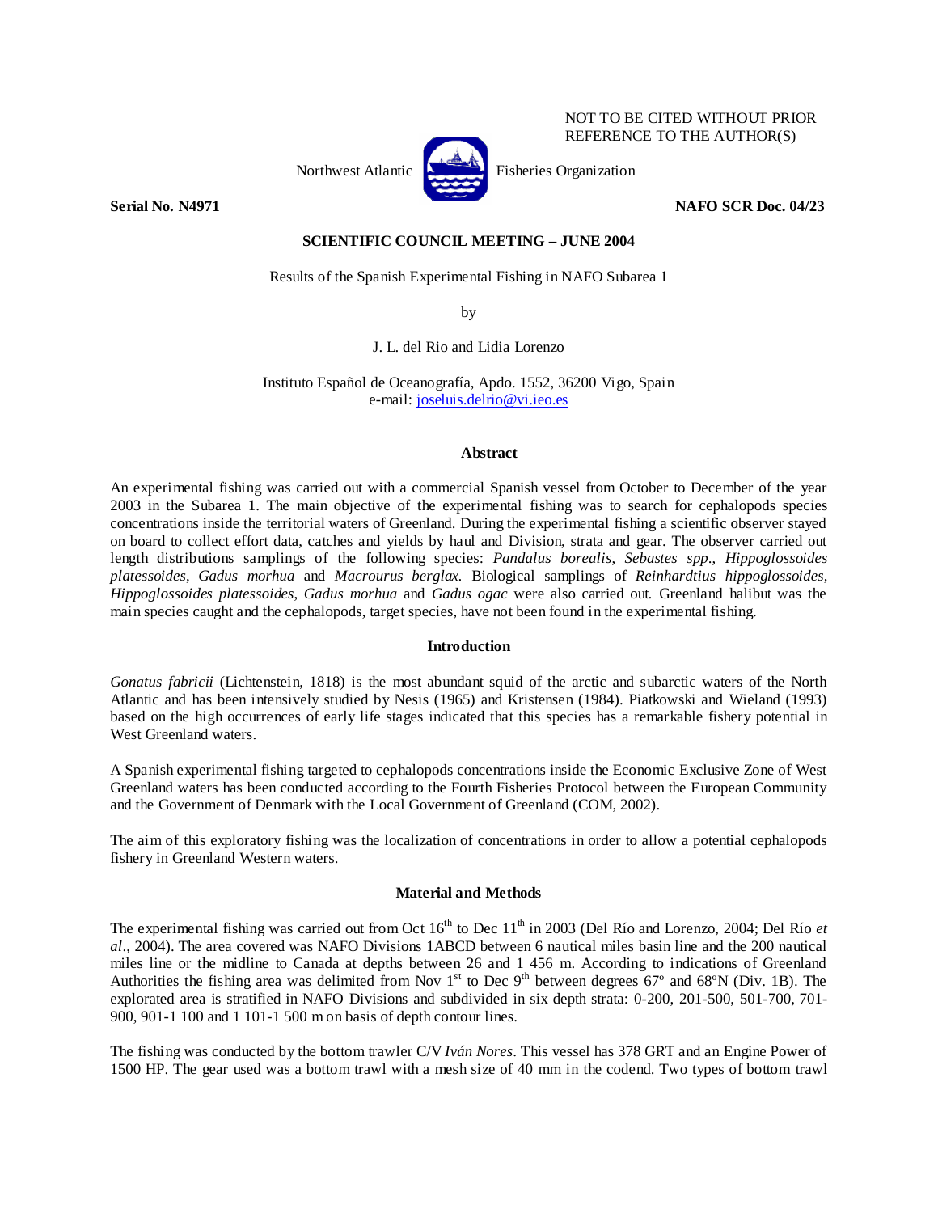NOT TO BE CITED WITHOUT PRIOR REFERENCE TO THE AUTHOR(S)

Northwest Atlantic Fisheries Organization

**Serial No. N4971** **NAFO SCR Doc. 04/23**

**SCIENTIFIC COUNCIL MEETING – JUNE 2004**

Results of the Spanish Experimental Fishing in NAFO Subarea 1

by

J. L. del Rio and Lidia Lorenzo

Instituto Español de Oceanografía, Apdo. 1552, 36200 Vigo, Spain
e-mail: joseluis.delrio@vi.ieo.es

## Abstract

An experimental fishing was carried out with a commercial Spanish vessel from October to December of the year 2003 in the Subarea 1. The main objective of the experimental fishing was to search for cephalopods species concentrations inside the territorial waters of Greenland. During the experimental fishing a scientific observer stayed on board to collect effort data, catches and yields by haul and Division, strata and gear. The observer carried out length distributions samplings of the following species: *Pandalus borealis*, *Sebastes spp*., *Hippoglossoides platessoides*, *Gadus morhua* and *Macrourus berglax*. Biological samplings of *Reinhardtius hippoglossoides*, *Hippoglossoides platessoides*, *Gadus morhua* and *Gadus ogac* were also carried out. Greenland halibut was the main species caught and the cephalopods, target species, have not been found in the experimental fishing.

## Introduction

*Gonatus fabricii* (Lichtenstein, 1818) is the most abundant squid of the arctic and subarctic waters of the North Atlantic and has been intensively studied by Nesis (1965) and Kristensen (1984). Piatkowski and Wieland (1993) based on the high occurrences of early life stages indicated that this species has a remarkable fishery potential in West Greenland waters.

A Spanish experimental fishing targeted to cephalopods concentrations inside the Economic Exclusive Zone of West Greenland waters has been conducted according to the Fourth Fisheries Protocol between the European Community and the Government of Denmark with the Local Government of Greenland (COM, 2002).

The aim of this exploratory fishing was the localization of concentrations in order to allow a potential cephalopods fishery in Greenland Western waters.

## Material and Methods

The experimental fishing was carried out from Oct 16th to Dec 11th in 2003 (Del Río and Lorenzo, 2004; Del Río *et al*., 2004). The area covered was NAFO Divisions 1ABCD between 6 nautical miles basin line and the 200 nautical miles line or the midline to Canada at depths between 26 and 1 456 m. According to indications of Greenland Authorities the fishing area was delimited from Nov 1st to Dec 9th between degrees 67º and 68ºN (Div. 1B). The explorated area is stratified in NAFO Divisions and subdivided in six depth strata: 0-200, 201-500, 501-700, 701-900, 901-1 100 and 1 101-1 500 m on basis of depth contour lines.

The fishing was conducted by the bottom trawler C/V *Iván Nores*. This vessel has 378 GRT and an Engine Power of 1500 HP. The gear used was a bottom trawl with a mesh size of 40 mm in the codend. Two types of bottom trawl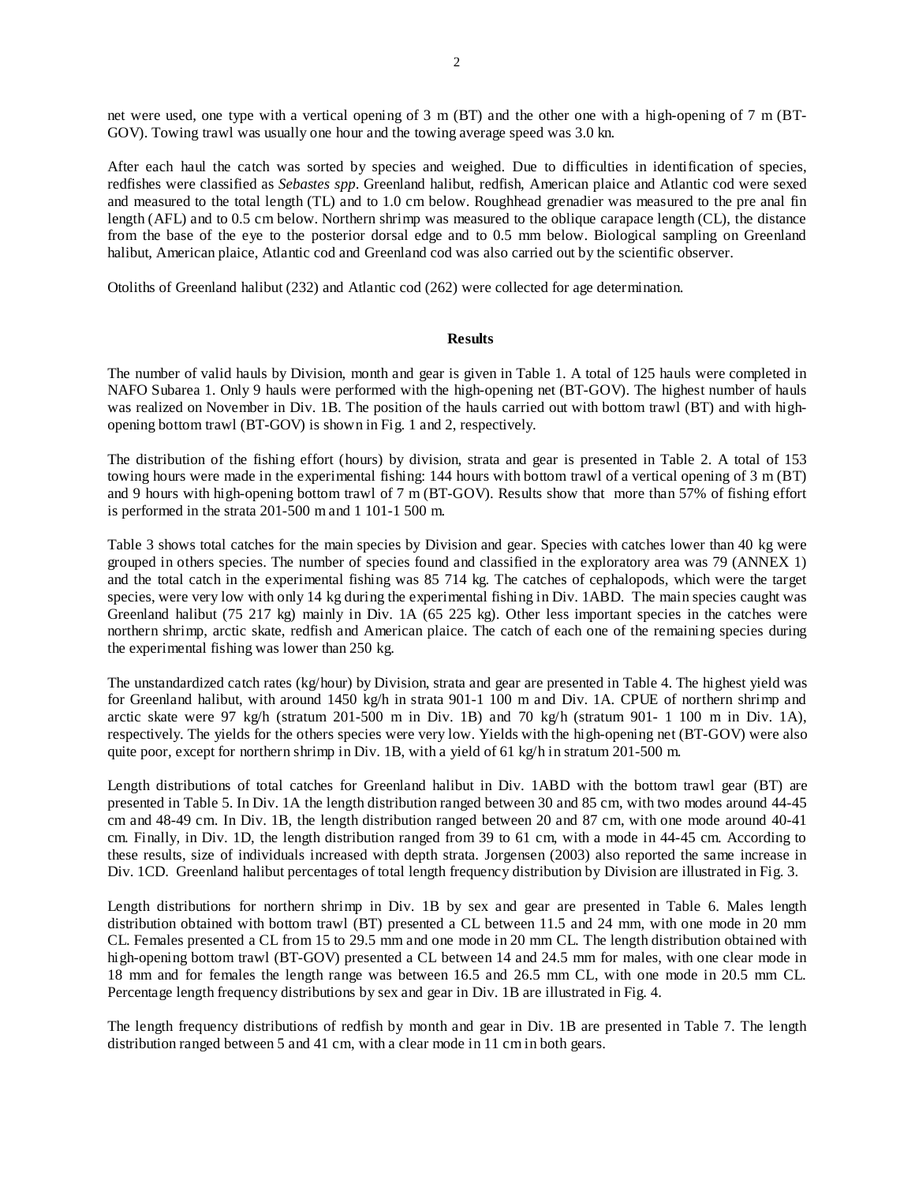net were used, one type with a vertical opening of 3 m (BT) and the other one with a high-opening of 7 m (BT-GOV). Towing trawl was usually one hour and the towing average speed was 3.0 kn.

After each haul the catch was sorted by species and weighed. Due to difficulties in identification of species, redfishes were classified as *Sebastes spp*. Greenland halibut, redfish, American plaice and Atlantic cod were sexed and measured to the total length (TL) and to 1.0 cm below. Roughhead grenadier was measured to the pre anal fin length (AFL) and to 0.5 cm below. Northern shrimp was measured to the oblique carapace length (CL), the distance from the base of the eye to the posterior dorsal edge and to 0.5 mm below. Biological sampling on Greenland halibut, American plaice, Atlantic cod and Greenland cod was also carried out by the scientific observer.

Otoliths of Greenland halibut (232) and Atlantic cod (262) were collected for age determination.

## Results

The number of valid hauls by Division, month and gear is given in Table 1. A total of 125 hauls were completed in NAFO Subarea 1. Only 9 hauls were performed with the high-opening net (BT-GOV). The highest number of hauls was realized on November in Div. 1B. The position of the hauls carried out with bottom trawl (BT) and with high-opening bottom trawl (BT-GOV) is shown in Fig. 1 and 2, respectively.

The distribution of the fishing effort (hours) by division, strata and gear is presented in Table 2. A total of 153 towing hours were made in the experimental fishing: 144 hours with bottom trawl of a vertical opening of 3 m (BT) and 9 hours with high-opening bottom trawl of 7 m (BT-GOV). Results show that more than 57% of fishing effort is performed in the strata 201-500 m and 1 101-1 500 m.

Table 3 shows total catches for the main species by Division and gear. Species with catches lower than 40 kg were grouped in others species. The number of species found and classified in the exploratory area was 79 (ANNEX 1) and the total catch in the experimental fishing was 85 714 kg. The catches of cephalopods, which were the target species, were very low with only 14 kg during the experimental fishing in Div. 1ABD. The main species caught was Greenland halibut (75 217 kg) mainly in Div. 1A (65 225 kg). Other less important species in the catches were northern shrimp, arctic skate, redfish and American plaice. The catch of each one of the remaining species during the experimental fishing was lower than 250 kg.

The unstandardized catch rates (kg/hour) by Division, strata and gear are presented in Table 4. The highest yield was for Greenland halibut, with around 1450 kg/h in strata 901-1 100 m and Div. 1A. CPUE of northern shrimp and arctic skate were 97 kg/h (stratum 201-500 m in Div. 1B) and 70 kg/h (stratum 901- 1 100 m in Div. 1A), respectively. The yields for the others species were very low. Yields with the high-opening net (BT-GOV) were also quite poor, except for northern shrimp in Div. 1B, with a yield of 61 kg/h in stratum 201-500 m.

Length distributions of total catches for Greenland halibut in Div. 1ABD with the bottom trawl gear (BT) are presented in Table 5. In Div. 1A the length distribution ranged between 30 and 85 cm, with two modes around 44-45 cm and 48-49 cm. In Div. 1B, the length distribution ranged between 20 and 87 cm, with one mode around 40-41 cm. Finally, in Div. 1D, the length distribution ranged from 39 to 61 cm, with a mode in 44-45 cm. According to these results, size of individuals increased with depth strata. Jorgensen (2003) also reported the same increase in Div. 1CD. Greenland halibut percentages of total length frequency distribution by Division are illustrated in Fig. 3.

Length distributions for northern shrimp in Div. 1B by sex and gear are presented in Table 6. Males length distribution obtained with bottom trawl (BT) presented a CL between 11.5 and 24 mm, with one mode in 20 mm CL. Females presented a CL from 15 to 29.5 mm and one mode in 20 mm CL. The length distribution obtained with high-opening bottom trawl (BT-GOV) presented a CL between 14 and 24.5 mm for males, with one clear mode in 18 mm and for females the length range was between 16.5 and 26.5 mm CL, with one mode in 20.5 mm CL. Percentage length frequency distributions by sex and gear in Div. 1B are illustrated in Fig. 4.

The length frequency distributions of redfish by month and gear in Div. 1B are presented in Table 7. The length distribution ranged between 5 and 41 cm, with a clear mode in 11 cm in both gears.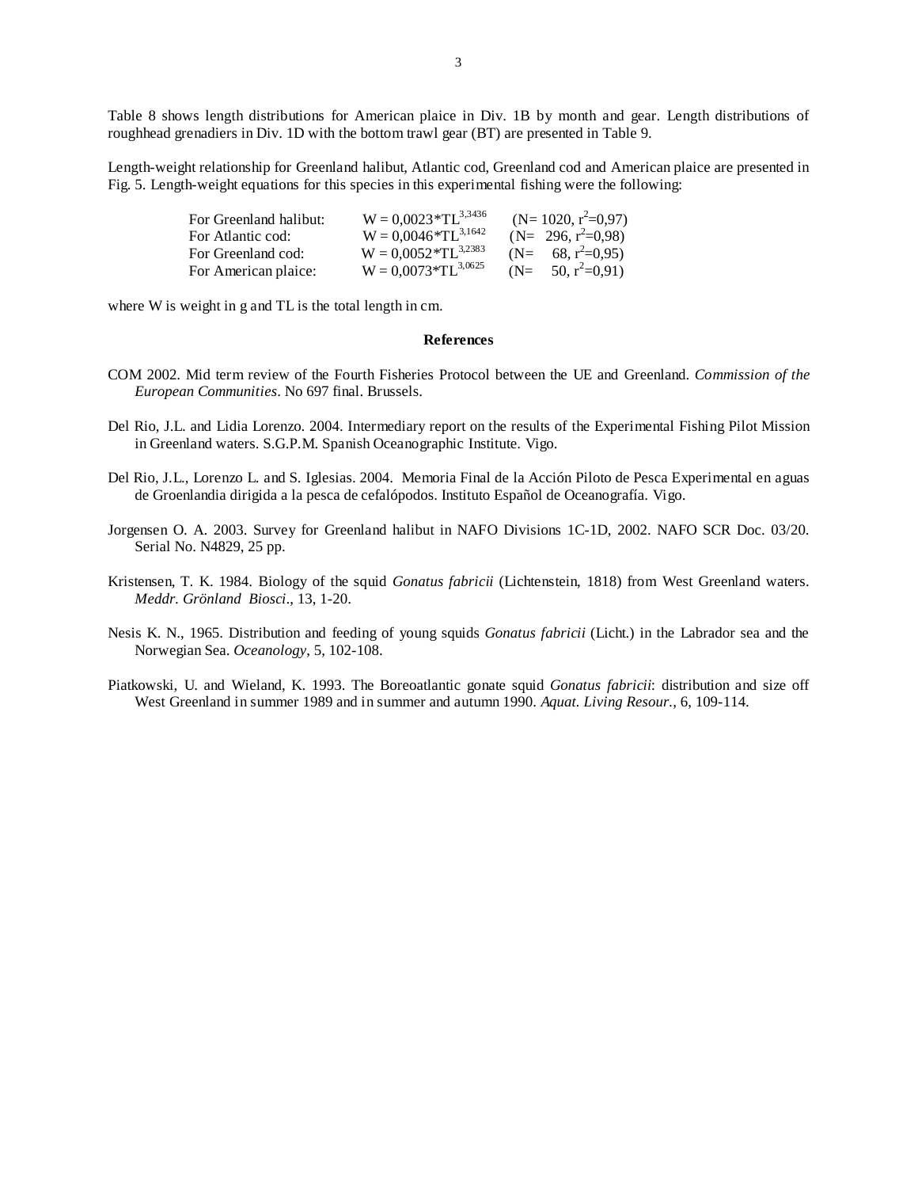Table 8 shows length distributions for American plaice in Div. 1B by month and gear. Length distributions of roughhead grenadiers in Div. 1D with the bottom trawl gear (BT) are presented in Table 9.

Length-weight relationship for Greenland halibut, Atlantic cod, Greenland cod and American plaice are presented in Fig. 5. Length-weight equations for this species in this experimental fishing were the following:

| | | |
|---|---|---|
| For Greenland halibut: | $W = 0{,}0023*TL^{3{,}3436}$ | ($N = 1020$, $r^2=0{,}97$) |
| For Atlantic cod: | $W = 0{,}0046*TL^{3{,}1642}$ | ($N = 296$, $r^2=0{,}98$) |
| For Greenland cod: | $W = 0{,}0052*TL^{3{,}2383}$ | ($N = 68$, $r^2=0{,}95$) |
| For American plaice: | $W = 0{,}0073*TL^{3{,}0625}$ | ($N = 50$, $r^2=0{,}91$) |

where W is weight in g and TL is the total length in cm.

## References

COM 2002. Mid term review of the Fourth Fisheries Protocol between the UE and Greenland. *Commission of the European Communities*. No 697 final. Brussels.

Del Rio, J.L. and Lidia Lorenzo. 2004. Intermediary report on the results of the Experimental Fishing Pilot Mission in Greenland waters. S.G.P.M. Spanish Oceanographic Institute. Vigo.

Del Rio, J.L., Lorenzo L. and S. Iglesias. 2004. Memoria Final de la Acción Piloto de Pesca Experimental en aguas de Groenlandia dirigida a la pesca de cefalópodos. Instituto Español de Oceanografía. Vigo.

Jorgensen O. A. 2003. Survey for Greenland halibut in NAFO Divisions 1C-1D, 2002. NAFO SCR Doc. 03/20. Serial No. N4829, 25 pp.

Kristensen, T. K. 1984. Biology of the squid *Gonatus fabricii* (Lichtenstein, 1818) from West Greenland waters. *Meddr. Grönland Biosci*., 13, 1-20.

Nesis K. N., 1965. Distribution and feeding of young squids *Gonatus fabricii* (Licht.) in the Labrador sea and the Norwegian Sea. *Oceanology*, 5, 102-108.

Piatkowski, U. and Wieland, K. 1993. The Boreoatlantic gonate squid *Gonatus fabricii*: distribution and size off West Greenland in summer 1989 and in summer and autumn 1990. *Aquat. Living Resour.*, 6, 109-114.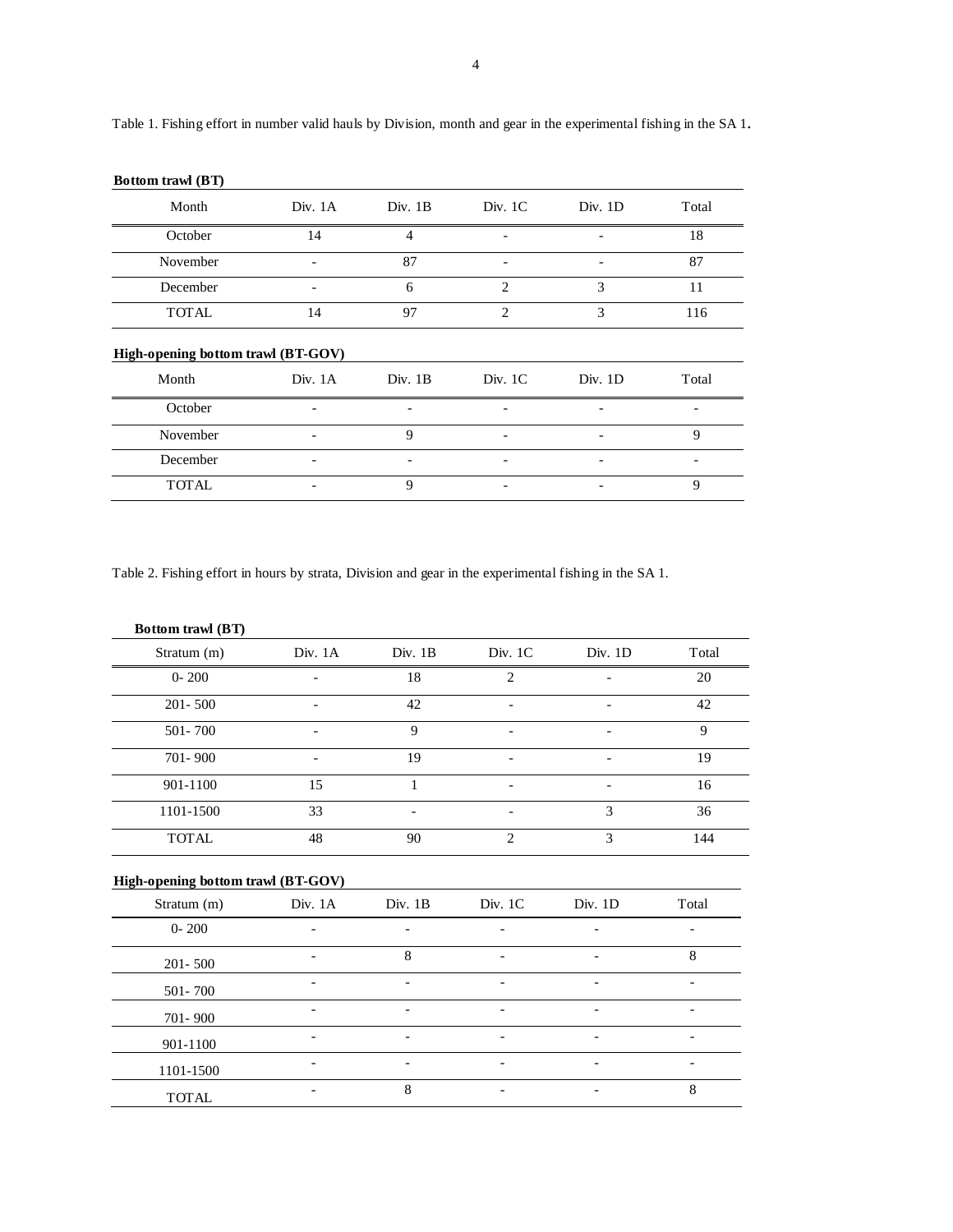Table 1. Fishing effort in number valid hauls by Division, month and gear in the experimental fishing in the SA 1.

**Bottom trawl (BT)**

| Month | Div. 1A | Div. 1B | Div. 1C | Div. 1D | Total |
|---|---|---|---|---|---|
| October | 14 | 4 | - | - | 18 |
| November | - | 87 | - | - | 87 |
| December | - | 6 | 2 | 3 | 11 |
| TOTAL | 14 | 97 | 2 | 3 | 116 |

**High-opening bottom trawl (BT-GOV)**

| Month | Div. 1A | Div. 1B | Div. 1C | Div. 1D | Total |
|---|---|---|---|---|---|
| October | - | - | - | - | - |
| November | - | 9 | - | - | 9 |
| December | - | - | - | - | - |
| TOTAL | - | 9 | - | - | 9 |

Table 2. Fishing effort in hours by strata, Division and gear in the experimental fishing in the SA 1.

**Bottom trawl (BT)**

| Stratum (m) | Div. 1A | Div. 1B | Div. 1C | Div. 1D | Total |
|---|---|---|---|---|---|
| 0- 200 | - | 18 | 2 | - | 20 |
| 201- 500 | - | 42 | - | - | 42 |
| 501- 700 | - | 9 | - | - | 9 |
| 701- 900 | - | 19 | - | - | 19 |
| 901-1100 | 15 | 1 | - | - | 16 |
| 1101-1500 | 33 | - | - | 3 | 36 |
| TOTAL | 48 | 90 | 2 | 3 | 144 |

**High-opening bottom trawl (BT-GOV)**

| Stratum (m) | Div. 1A | Div. 1B | Div. 1C | Div. 1D | Total |
|---|---|---|---|---|---|
| 0- 200 | - | - | - | - | - |
| 201- 500 | - | 8 | - | - | 8 |
| 501- 700 | - | - | - | - | - |
| 701- 900 | - | - | - | - | - |
| 901-1100 | - | - | - | - | - |
| 1101-1500 | - | - | - | - | - |
| TOTAL | - | 8 | - | - | 8 |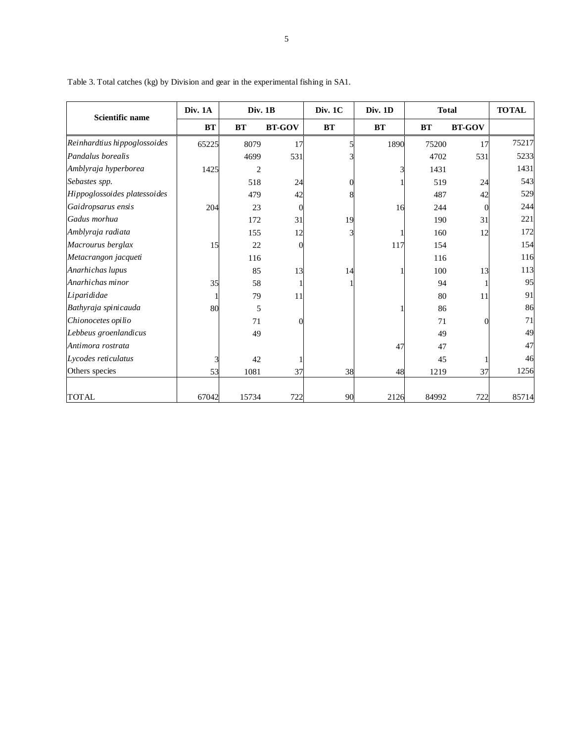Table 3. Total catches (kg) by Division and gear in the experimental fishing in SA1.

| Scientific name | Div. 1A | Div. 1B | | Div. 1C | Div. 1D | Total | | TOTAL |
|---|---|---|---|---|---|---|---|---|
| | BT | BT | BT-GOV | BT | BT | BT | BT-GOV | |
| *Reinhardtius hippoglossoides* | 65225 | 8079 | 17 | 5 | 1890 | 75200 | 17 | 75217 |
| *Pandalus borealis* | | 4699 | 531 | 3 | | 4702 | 531 | 5233 |
| *Amblyraja hyperborea* | 1425 | 2 | | | 3 | 1431 | | 1431 |
| *Sebastes spp.* | | 518 | 24 | 0 | 1 | 519 | 24 | 543 |
| *Hippoglossoides platessoides* | | 479 | 42 | 8 | | 487 | 42 | 529 |
| *Gaidropsarus ensis* | 204 | 23 | 0 | | 16 | 244 | 0 | 244 |
| *Gadus morhua* | | 172 | 31 | 19 | | 190 | 31 | 221 |
| *Amblyraja radiata* | | 155 | 12 | 3 | 1 | 160 | 12 | 172 |
| *Macrourus berglax* | 15 | 22 | 0 | | 117 | 154 | | 154 |
| *Metacrangon jacqueti* | | 116 | | | | 116 | | 116 |
| *Anarhichas lupus* | | 85 | 13 | 14 | 1 | 100 | 13 | 113 |
| *Anarhichas minor* | 35 | 58 | 1 | 1 | | 94 | 1 | 95 |
| *Liparididae* | 1 | 79 | 11 | | | 80 | 11 | 91 |
| *Bathyraja spinicauda* | 80 | 5 | | | 1 | 86 | | 86 |
| *Chionocetes opilio* | | 71 | 0 | | | 71 | 0 | 71 |
| *Lebbeus groenlandicus* | | 49 | | | | 49 | | 49 |
| *Antimora rostrata* | | | | | 47 | 47 | | 47 |
| *Lycodes reticulatus* | 3 | 42 | 1 | | | 45 | 1 | 46 |
| Others species | 53 | 1081 | 37 | 38 | 48 | 1219 | 37 | 1256 |
| TOTAL | 67042 | 15734 | 722 | 90 | 2126 | 84992 | 722 | 85714 |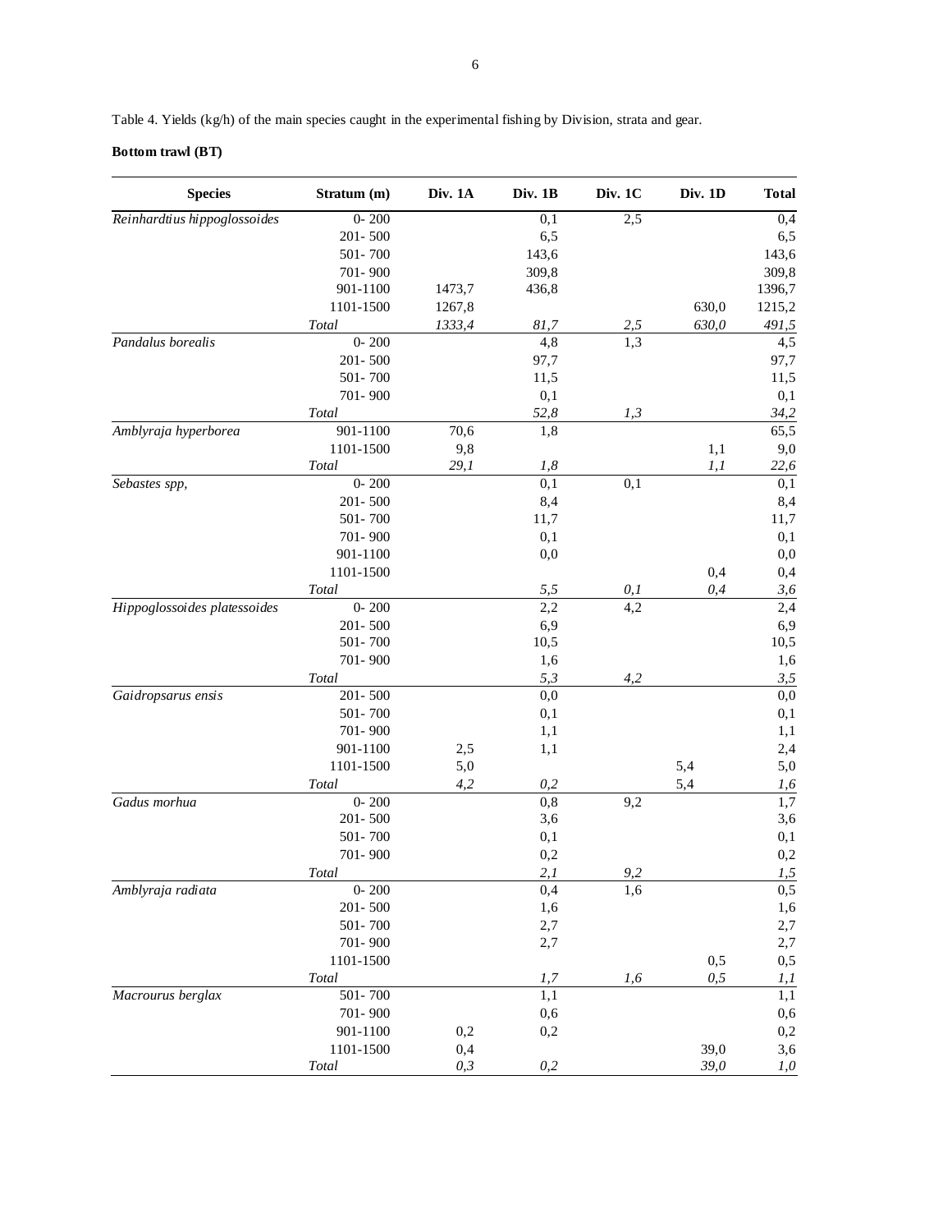Table 4. Yields (kg/h) of the main species caught in the experimental fishing by Division, strata and gear.

**Bottom trawl (BT)**

| Species | Stratum (m) | Div. 1A | Div. 1B | Div. 1C | Div. 1D | Total |
|---|---|---|---|---|---|---|
| *Reinhardtius hippoglossoides* | 0- 200 | | 0,1 | 2,5 | | 0,4 |
| | 201- 500 | | 6,5 | | | 6,5 |
| | 501- 700 | | 143,6 | | | 143,6 |
| | 701- 900 | | 309,8 | | | 309,8 |
| | 901-1100 | 1473,7 | 436,8 | | | 1396,7 |
| | 1101-1500 | 1267,8 | | | 630,0 | 1215,2 |
| | *Total* | *1333,4* | *81,7* | *2,5* | *630,0* | *491,5* |
| *Pandalus borealis* | 0- 200 | | 4,8 | 1,3 | | 4,5 |
| | 201- 500 | | 97,7 | | | 97,7 |
| | 501- 700 | | 11,5 | | | 11,5 |
| | 701- 900 | | 0,1 | | | 0,1 |
| | *Total* | | *52,8* | *1,3* | | *34,2* |
| *Amblyraja hyperborea* | 901-1100 | 70,6 | 1,8 | | | 65,5 |
| | 1101-1500 | 9,8 | | | 1,1 | 9,0 |
| | *Total* | *29,1* | *1,8* | | *1,1* | *22,6* |
| *Sebastes spp,* | 0- 200 | | 0,1 | 0,1 | | 0,1 |
| | 201- 500 | | 8,4 | | | 8,4 |
| | 501- 700 | | 11,7 | | | 11,7 |
| | 701- 900 | | 0,1 | | | 0,1 |
| | 901-1100 | | 0,0 | | | 0,0 |
| | 1101-1500 | | | | 0,4 | 0,4 |
| | *Total* | | *5,5* | *0,1* | *0,4* | *3,6* |
| *Hippoglossoides platessoides* | 0- 200 | | 2,2 | 4,2 | | 2,4 |
| | 201- 500 | | 6,9 | | | 6,9 |
| | 501- 700 | | 10,5 | | | 10,5 |
| | 701- 900 | | 1,6 | | | 1,6 |
| | *Total* | | *5,3* | *4,2* | | *3,5* |
| *Gaidropsarus ensis* | 201- 500 | | 0,0 | | | 0,0 |
| | 501- 700 | | 0,1 | | | 0,1 |
| | 701- 900 | | 1,1 | | | 1,1 |
| | 901-1100 | 2,5 | 1,1 | | | 2,4 |
| | 1101-1500 | 5,0 | | | 5,4 | 5,0 |
| | *Total* | *4,2* | *0,2* | | 5,4 | *1,6* |
| *Gadus morhua* | 0- 200 | | 0,8 | 9,2 | | 1,7 |
| | 201- 500 | | 3,6 | | | 3,6 |
| | 501- 700 | | 0,1 | | | 0,1 |
| | 701- 900 | | 0,2 | | | 0,2 |
| | *Total* | | *2,1* | *9,2* | | *1,5* |
| *Amblyraja radiata* | 0- 200 | | 0,4 | 1,6 | | 0,5 |
| | 201- 500 | | 1,6 | | | 1,6 |
| | 501- 700 | | 2,7 | | | 2,7 |
| | 701- 900 | | 2,7 | | | 2,7 |
| | 1101-1500 | | | | 0,5 | 0,5 |
| | *Total* | | *1,7* | *1,6* | *0,5* | *1,1* |
| *Macrourus berglax* | 501- 700 | | 1,1 | | | 1,1 |
| | 701- 900 | | 0,6 | | | 0,6 |
| | 901-1100 | 0,2 | 0,2 | | | 0,2 |
| | 1101-1500 | 0,4 | | | 39,0 | 3,6 |
| | *Total* | *0,3* | *0,2* | | *39,0* | *1,0* |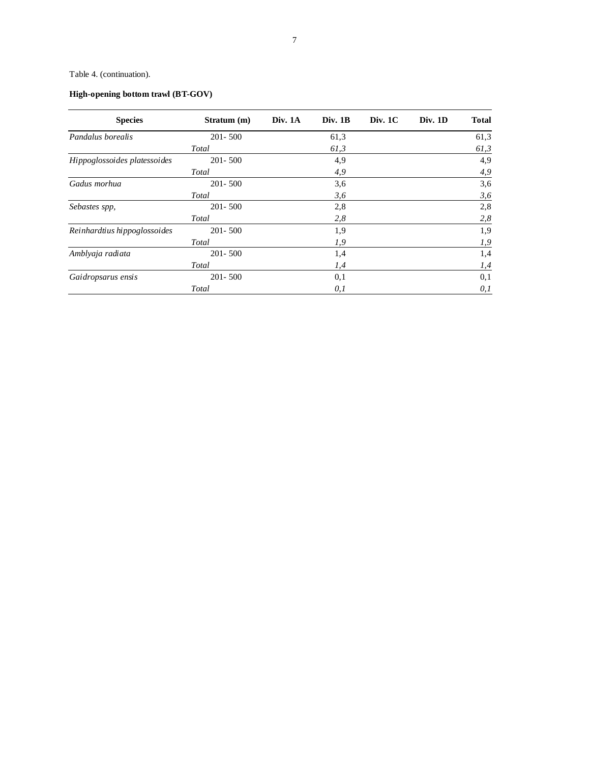Table 4. (continuation).

**High-opening bottom trawl (BT-GOV)**

| Species | Stratum (m) | Div. 1A | Div. 1B | Div. 1C | Div. 1D | Total |
|---|---|---|---|---|---|---|
| *Pandalus borealis* | 201- 500 | | 61,3 | | | 61,3 |
| | *Total* | | *61,3* | | | *61,3* |
| *Hippoglossoides platessoides* | 201- 500 | | 4,9 | | | 4,9 |
| | *Total* | | *4,9* | | | *4,9* |
| *Gadus morhua* | 201- 500 | | 3,6 | | | 3,6 |
| | *Total* | | *3,6* | | | *3,6* |
| *Sebastes spp,* | 201- 500 | | 2,8 | | | 2,8 |
| | *Total* | | *2,8* | | | *2,8* |
| *Reinhardtius hippoglossoides* | 201- 500 | | 1,9 | | | 1,9 |
| | *Total* | | *1,9* | | | *1,9* |
| *Amblyaja radiata* | 201- 500 | | 1,4 | | | 1,4 |
| | *Total* | | *1,4* | | | *1,4* |
| *Gaidropsarus ensis* | 201- 500 | | 0,1 | | | 0,1 |
| | *Total* | | *0,1* | | | *0,1* |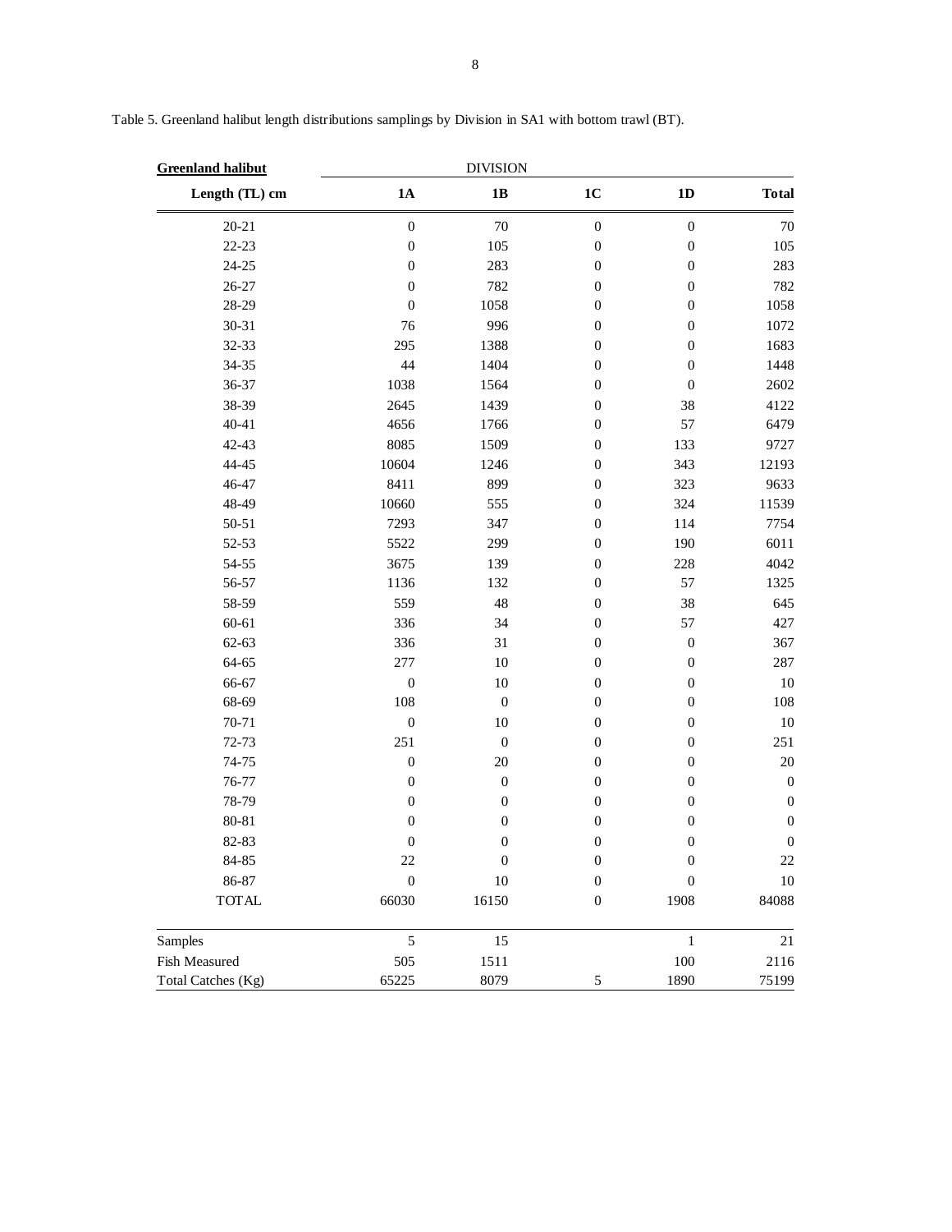Table 5. Greenland halibut length distributions samplings by Division in SA1 with bottom trawl (BT).

| **Greenland halibut** | DIVISION | | | | |
|---|---|---|---|---|---|
| **Length (TL) cm** | **1A** | **1B** | **1C** | **1D** | **Total** |
| 20-21 | 0 | 70 | 0 | 0 | 70 |
| 22-23 | 0 | 105 | 0 | 0 | 105 |
| 24-25 | 0 | 283 | 0 | 0 | 283 |
| 26-27 | 0 | 782 | 0 | 0 | 782 |
| 28-29 | 0 | 1058 | 0 | 0 | 1058 |
| 30-31 | 76 | 996 | 0 | 0 | 1072 |
| 32-33 | 295 | 1388 | 0 | 0 | 1683 |
| 34-35 | 44 | 1404 | 0 | 0 | 1448 |
| 36-37 | 1038 | 1564 | 0 | 0 | 2602 |
| 38-39 | 2645 | 1439 | 0 | 38 | 4122 |
| 40-41 | 4656 | 1766 | 0 | 57 | 6479 |
| 42-43 | 8085 | 1509 | 0 | 133 | 9727 |
| 44-45 | 10604 | 1246 | 0 | 343 | 12193 |
| 46-47 | 8411 | 899 | 0 | 323 | 9633 |
| 48-49 | 10660 | 555 | 0 | 324 | 11539 |
| 50-51 | 7293 | 347 | 0 | 114 | 7754 |
| 52-53 | 5522 | 299 | 0 | 190 | 6011 |
| 54-55 | 3675 | 139 | 0 | 228 | 4042 |
| 56-57 | 1136 | 132 | 0 | 57 | 1325 |
| 58-59 | 559 | 48 | 0 | 38 | 645 |
| 60-61 | 336 | 34 | 0 | 57 | 427 |
| 62-63 | 336 | 31 | 0 | 0 | 367 |
| 64-65 | 277 | 10 | 0 | 0 | 287 |
| 66-67 | 0 | 10 | 0 | 0 | 10 |
| 68-69 | 108 | 0 | 0 | 0 | 108 |
| 70-71 | 0 | 10 | 0 | 0 | 10 |
| 72-73 | 251 | 0 | 0 | 0 | 251 |
| 74-75 | 0 | 20 | 0 | 0 | 20 |
| 76-77 | 0 | 0 | 0 | 0 | 0 |
| 78-79 | 0 | 0 | 0 | 0 | 0 |
| 80-81 | 0 | 0 | 0 | 0 | 0 |
| 82-83 | 0 | 0 | 0 | 0 | 0 |
| 84-85 | 22 | 0 | 0 | 0 | 22 |
| 86-87 | 0 | 10 | 0 | 0 | 10 |
| TOTAL | 66030 | 16150 | 0 | 1908 | 84088 |
| Samples | 5 | 15 | | 1 | 21 |
| Fish Measured | 505 | 1511 | | 100 | 2116 |
| Total Catches (Kg) | 65225 | 8079 | 5 | 1890 | 75199 |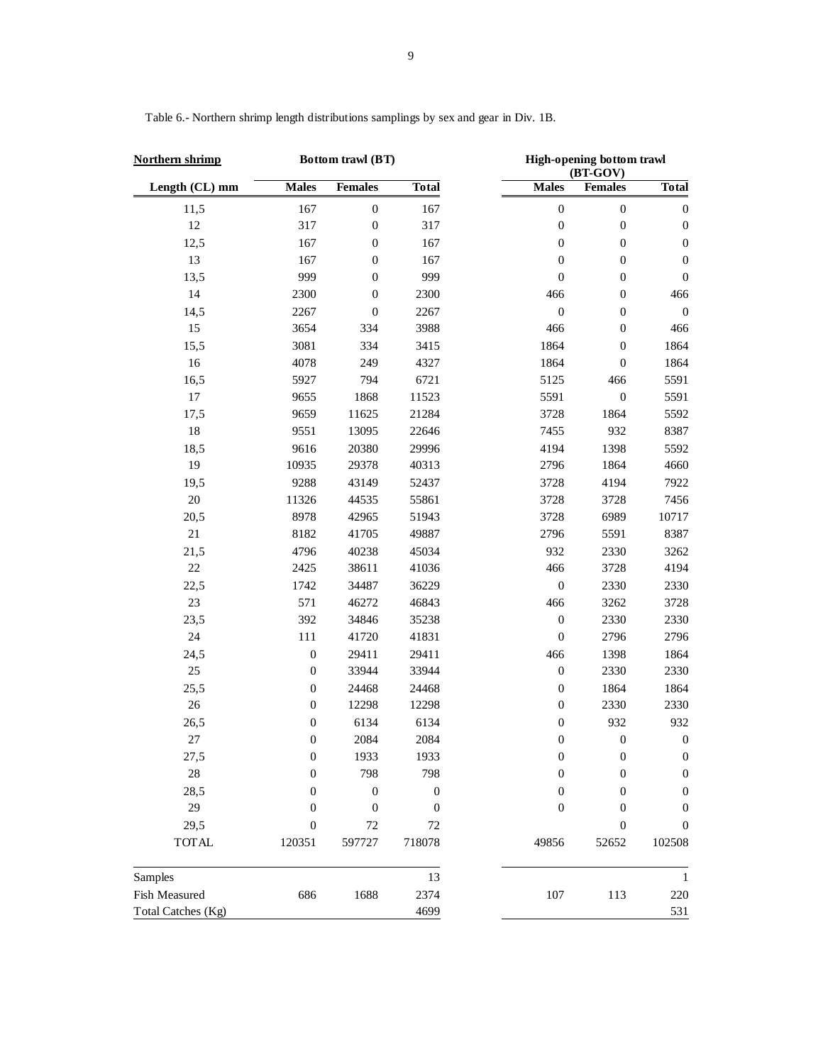Table 6.- Northern shrimp length distributions samplings by sex and gear in Div. 1B.

| Northern shrimp | Bottom trawl (BT) | | | High-opening bottom trawl (BT-GOV) | | |
|---|---|---|---|---|---|---|
| Length (CL) mm | Males | Females | Total | Males | Females | Total |
| 11,5 | 167 | 0 | 167 | 0 | 0 | 0 |
| 12 | 317 | 0 | 317 | 0 | 0 | 0 |
| 12,5 | 167 | 0 | 167 | 0 | 0 | 0 |
| 13 | 167 | 0 | 167 | 0 | 0 | 0 |
| 13,5 | 999 | 0 | 999 | 0 | 0 | 0 |
| 14 | 2300 | 0 | 2300 | 466 | 0 | 466 |
| 14,5 | 2267 | 0 | 2267 | 0 | 0 | 0 |
| 15 | 3654 | 334 | 3988 | 466 | 0 | 466 |
| 15,5 | 3081 | 334 | 3415 | 1864 | 0 | 1864 |
| 16 | 4078 | 249 | 4327 | 1864 | 0 | 1864 |
| 16,5 | 5927 | 794 | 6721 | 5125 | 466 | 5591 |
| 17 | 9655 | 1868 | 11523 | 5591 | 0 | 5591 |
| 17,5 | 9659 | 11625 | 21284 | 3728 | 1864 | 5592 |
| 18 | 9551 | 13095 | 22646 | 7455 | 932 | 8387 |
| 18,5 | 9616 | 20380 | 29996 | 4194 | 1398 | 5592 |
| 19 | 10935 | 29378 | 40313 | 2796 | 1864 | 4660 |
| 19,5 | 9288 | 43149 | 52437 | 3728 | 4194 | 7922 |
| 20 | 11326 | 44535 | 55861 | 3728 | 3728 | 7456 |
| 20,5 | 8978 | 42965 | 51943 | 3728 | 6989 | 10717 |
| 21 | 8182 | 41705 | 49887 | 2796 | 5591 | 8387 |
| 21,5 | 4796 | 40238 | 45034 | 932 | 2330 | 3262 |
| 22 | 2425 | 38611 | 41036 | 466 | 3728 | 4194 |
| 22,5 | 1742 | 34487 | 36229 | 0 | 2330 | 2330 |
| 23 | 571 | 46272 | 46843 | 466 | 3262 | 3728 |
| 23,5 | 392 | 34846 | 35238 | 0 | 2330 | 2330 |
| 24 | 111 | 41720 | 41831 | 0 | 2796 | 2796 |
| 24,5 | 0 | 29411 | 29411 | 466 | 1398 | 1864 |
| 25 | 0 | 33944 | 33944 | 0 | 2330 | 2330 |
| 25,5 | 0 | 24468 | 24468 | 0 | 1864 | 1864 |
| 26 | 0 | 12298 | 12298 | 0 | 2330 | 2330 |
| 26,5 | 0 | 6134 | 6134 | 0 | 932 | 932 |
| 27 | 0 | 2084 | 2084 | 0 | 0 | 0 |
| 27,5 | 0 | 1933 | 1933 | 0 | 0 | 0 |
| 28 | 0 | 798 | 798 | 0 | 0 | 0 |
| 28,5 | 0 | 0 | 0 | 0 | 0 | 0 |
| 29 | 0 | 0 | 0 | 0 | 0 | 0 |
| 29,5 | 0 | 72 | 72 | | 0 | 0 |
| TOTAL | 120351 | 597727 | 718078 | 49856 | 52652 | 102508 |
| Samples | | | 13 | | | 1 |
| Fish Measured | 686 | 1688 | 2374 | 107 | 113 | 220 |
| Total Catches (Kg) | | | 4699 | | | 531 |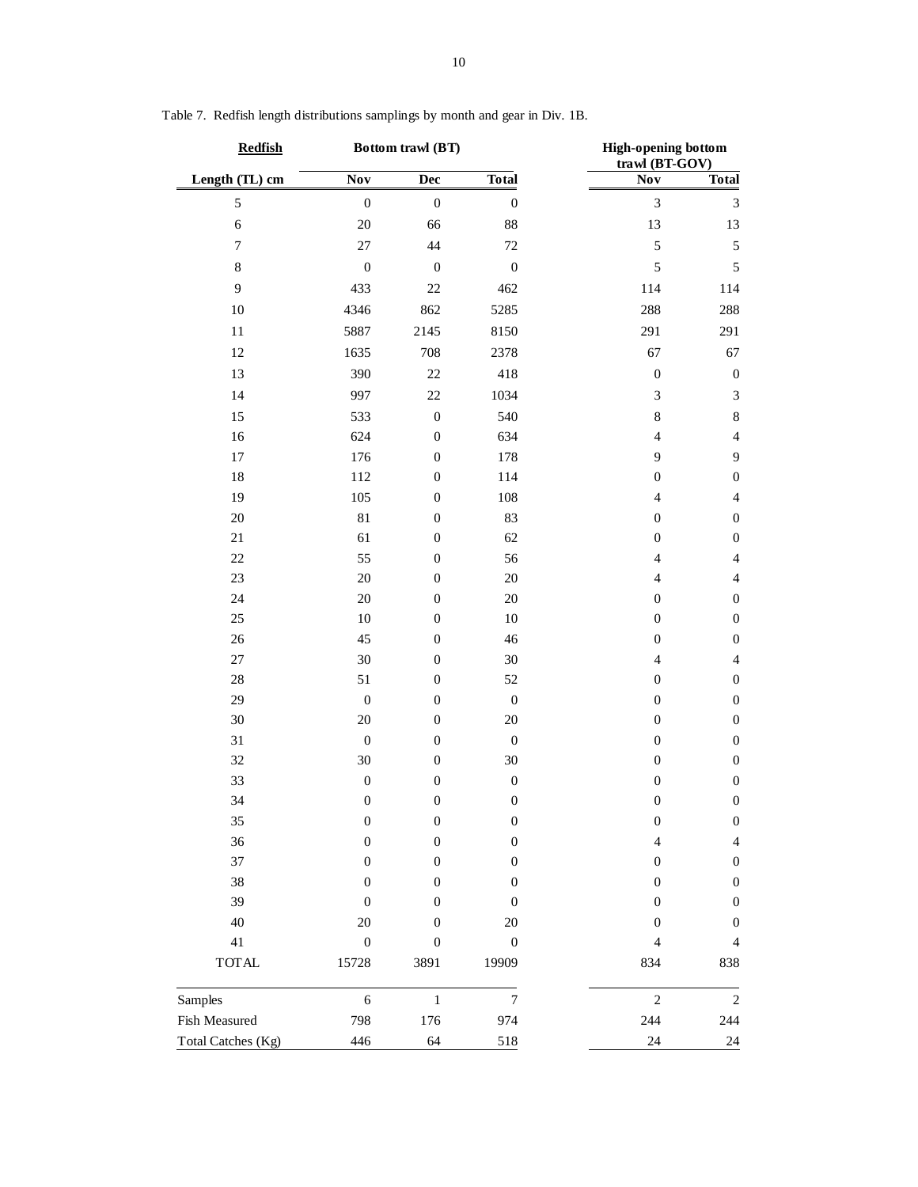Table 7. Redfish length distributions samplings by month and gear in Div. 1B.

| Redfish | Bottom trawl (BT) | | | High-opening bottom trawl (BT-GOV) | |
|---|---|---|---|---|---|
| Length (TL) cm | Nov | Dec | Total | Nov | Total |
| 5 | 0 | 0 | 0 | 3 | 3 |
| 6 | 20 | 66 | 88 | 13 | 13 |
| 7 | 27 | 44 | 72 | 5 | 5 |
| 8 | 0 | 0 | 0 | 5 | 5 |
| 9 | 433 | 22 | 462 | 114 | 114 |
| 10 | 4346 | 862 | 5285 | 288 | 288 |
| 11 | 5887 | 2145 | 8150 | 291 | 291 |
| 12 | 1635 | 708 | 2378 | 67 | 67 |
| 13 | 390 | 22 | 418 | 0 | 0 |
| 14 | 997 | 22 | 1034 | 3 | 3 |
| 15 | 533 | 0 | 540 | 8 | 8 |
| 16 | 624 | 0 | 634 | 4 | 4 |
| 17 | 176 | 0 | 178 | 9 | 9 |
| 18 | 112 | 0 | 114 | 0 | 0 |
| 19 | 105 | 0 | 108 | 4 | 4 |
| 20 | 81 | 0 | 83 | 0 | 0 |
| 21 | 61 | 0 | 62 | 0 | 0 |
| 22 | 55 | 0 | 56 | 4 | 4 |
| 23 | 20 | 0 | 20 | 4 | 4 |
| 24 | 20 | 0 | 20 | 0 | 0 |
| 25 | 10 | 0 | 10 | 0 | 0 |
| 26 | 45 | 0 | 46 | 0 | 0 |
| 27 | 30 | 0 | 30 | 4 | 4 |
| 28 | 51 | 0 | 52 | 0 | 0 |
| 29 | 0 | 0 | 0 | 0 | 0 |
| 30 | 20 | 0 | 20 | 0 | 0 |
| 31 | 0 | 0 | 0 | 0 | 0 |
| 32 | 30 | 0 | 30 | 0 | 0 |
| 33 | 0 | 0 | 0 | 0 | 0 |
| 34 | 0 | 0 | 0 | 0 | 0 |
| 35 | 0 | 0 | 0 | 0 | 0 |
| 36 | 0 | 0 | 0 | 4 | 4 |
| 37 | 0 | 0 | 0 | 0 | 0 |
| 38 | 0 | 0 | 0 | 0 | 0 |
| 39 | 0 | 0 | 0 | 0 | 0 |
| 40 | 20 | 0 | 20 | 0 | 0 |
| 41 | 0 | 0 | 0 | 4 | 4 |
| TOTAL | 15728 | 3891 | 19909 | 834 | 838 |
| Samples | 6 | 1 | 7 | 2 | 2 |
| Fish Measured | 798 | 176 | 974 | 244 | 244 |
| Total Catches (Kg) | 446 | 64 | 518 | 24 | 24 |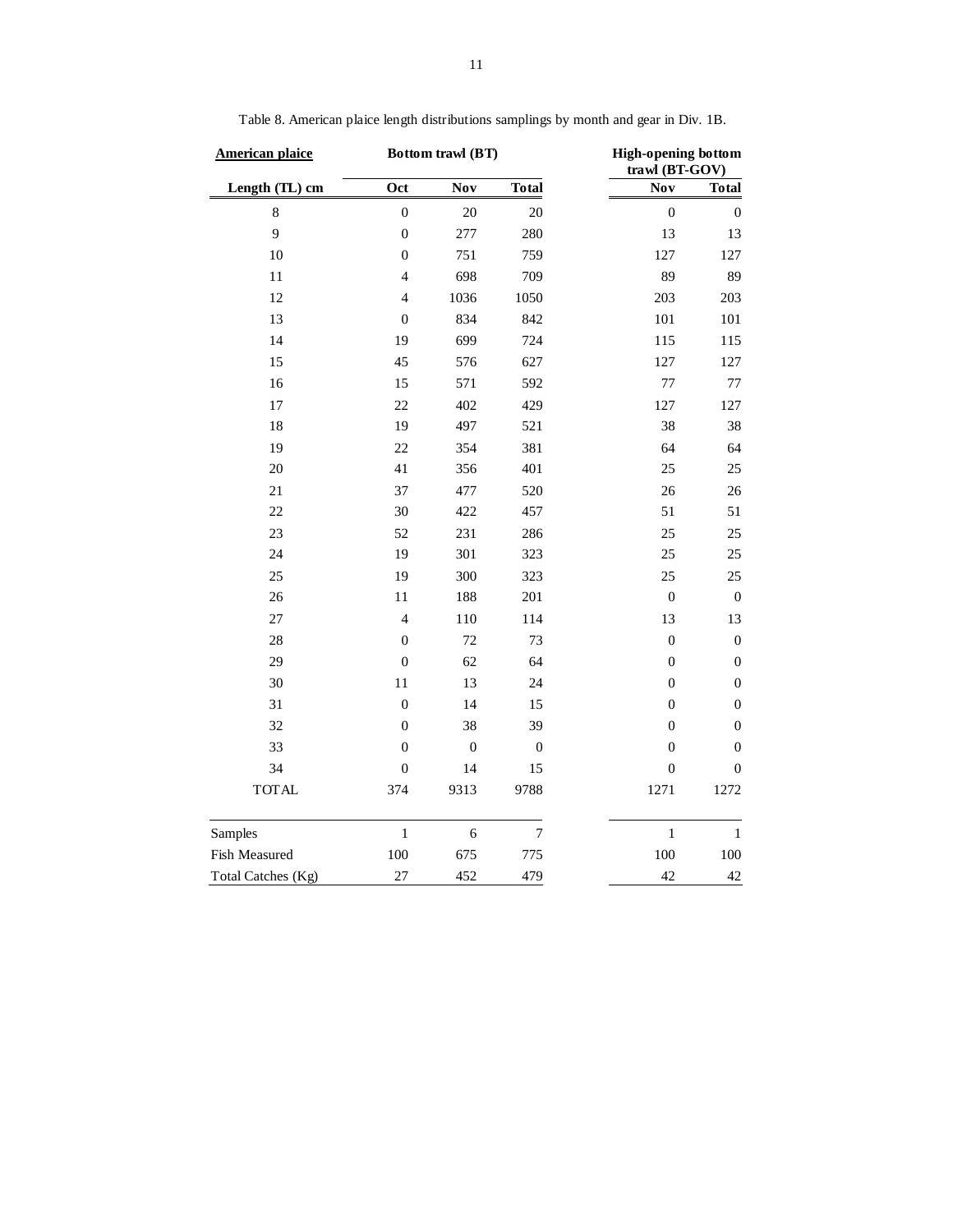Table 8. American plaice length distributions samplings by month and gear in Div. 1B.

| American plaice | Bottom trawl (BT) | | | High-opening bottom trawl (BT-GOV) | |
|---|---|---|---|---|---|
| Length (TL) cm | Oct | Nov | Total | Nov | Total |
| 8 | 0 | 20 | 20 | 0 | 0 |
| 9 | 0 | 277 | 280 | 13 | 13 |
| 10 | 0 | 751 | 759 | 127 | 127 |
| 11 | 4 | 698 | 709 | 89 | 89 |
| 12 | 4 | 1036 | 1050 | 203 | 203 |
| 13 | 0 | 834 | 842 | 101 | 101 |
| 14 | 19 | 699 | 724 | 115 | 115 |
| 15 | 45 | 576 | 627 | 127 | 127 |
| 16 | 15 | 571 | 592 | 77 | 77 |
| 17 | 22 | 402 | 429 | 127 | 127 |
| 18 | 19 | 497 | 521 | 38 | 38 |
| 19 | 22 | 354 | 381 | 64 | 64 |
| 20 | 41 | 356 | 401 | 25 | 25 |
| 21 | 37 | 477 | 520 | 26 | 26 |
| 22 | 30 | 422 | 457 | 51 | 51 |
| 23 | 52 | 231 | 286 | 25 | 25 |
| 24 | 19 | 301 | 323 | 25 | 25 |
| 25 | 19 | 300 | 323 | 25 | 25 |
| 26 | 11 | 188 | 201 | 0 | 0 |
| 27 | 4 | 110 | 114 | 13 | 13 |
| 28 | 0 | 72 | 73 | 0 | 0 |
| 29 | 0 | 62 | 64 | 0 | 0 |
| 30 | 11 | 13 | 24 | 0 | 0 |
| 31 | 0 | 14 | 15 | 0 | 0 |
| 32 | 0 | 38 | 39 | 0 | 0 |
| 33 | 0 | 0 | 0 | 0 | 0 |
| 34 | 0 | 14 | 15 | 0 | 0 |
| TOTAL | 374 | 9313 | 9788 | 1271 | 1272 |
| Samples | 1 | 6 | 7 | 1 | 1 |
| Fish Measured | 100 | 675 | 775 | 100 | 100 |
| Total Catches (Kg) | 27 | 452 | 479 | 42 | 42 |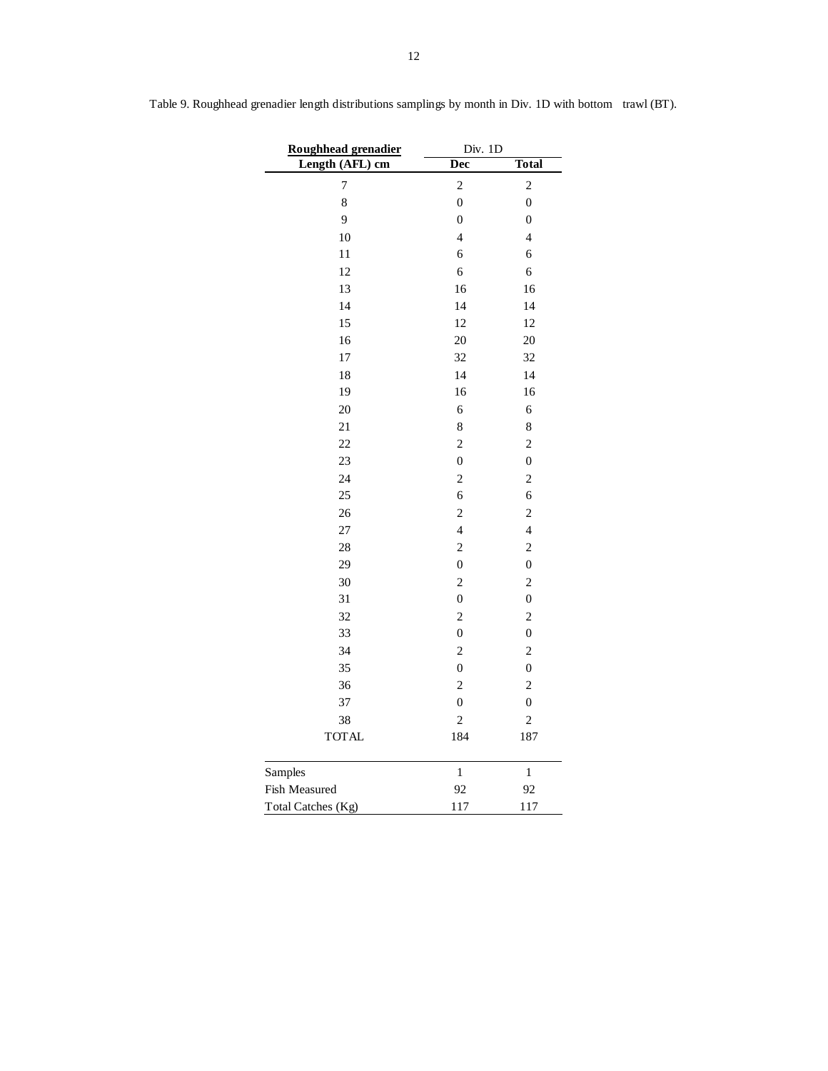Table 9. Roughhead grenadier length distributions samplings by month in Div. 1D with bottom trawl (BT).

| **Roughhead grenadier** | Div. 1D | |
|---|---|---|
| **Length (AFL) cm** | **Dec** | **Total** |
| 7 | 2 | 2 |
| 8 | 0 | 0 |
| 9 | 0 | 0 |
| 10 | 4 | 4 |
| 11 | 6 | 6 |
| 12 | 6 | 6 |
| 13 | 16 | 16 |
| 14 | 14 | 14 |
| 15 | 12 | 12 |
| 16 | 20 | 20 |
| 17 | 32 | 32 |
| 18 | 14 | 14 |
| 19 | 16 | 16 |
| 20 | 6 | 6 |
| 21 | 8 | 8 |
| 22 | 2 | 2 |
| 23 | 0 | 0 |
| 24 | 2 | 2 |
| 25 | 6 | 6 |
| 26 | 2 | 2 |
| 27 | 4 | 4 |
| 28 | 2 | 2 |
| 29 | 0 | 0 |
| 30 | 2 | 2 |
| 31 | 0 | 0 |
| 32 | 2 | 2 |
| 33 | 0 | 0 |
| 34 | 2 | 2 |
| 35 | 0 | 0 |
| 36 | 2 | 2 |
| 37 | 0 | 0 |
| 38 | 2 | 2 |
| TOTAL | 184 | 187 |
| | | |
| Samples | 1 | 1 |
| Fish Measured | 92 | 92 |
| Total Catches (Kg) | 117 | 117 |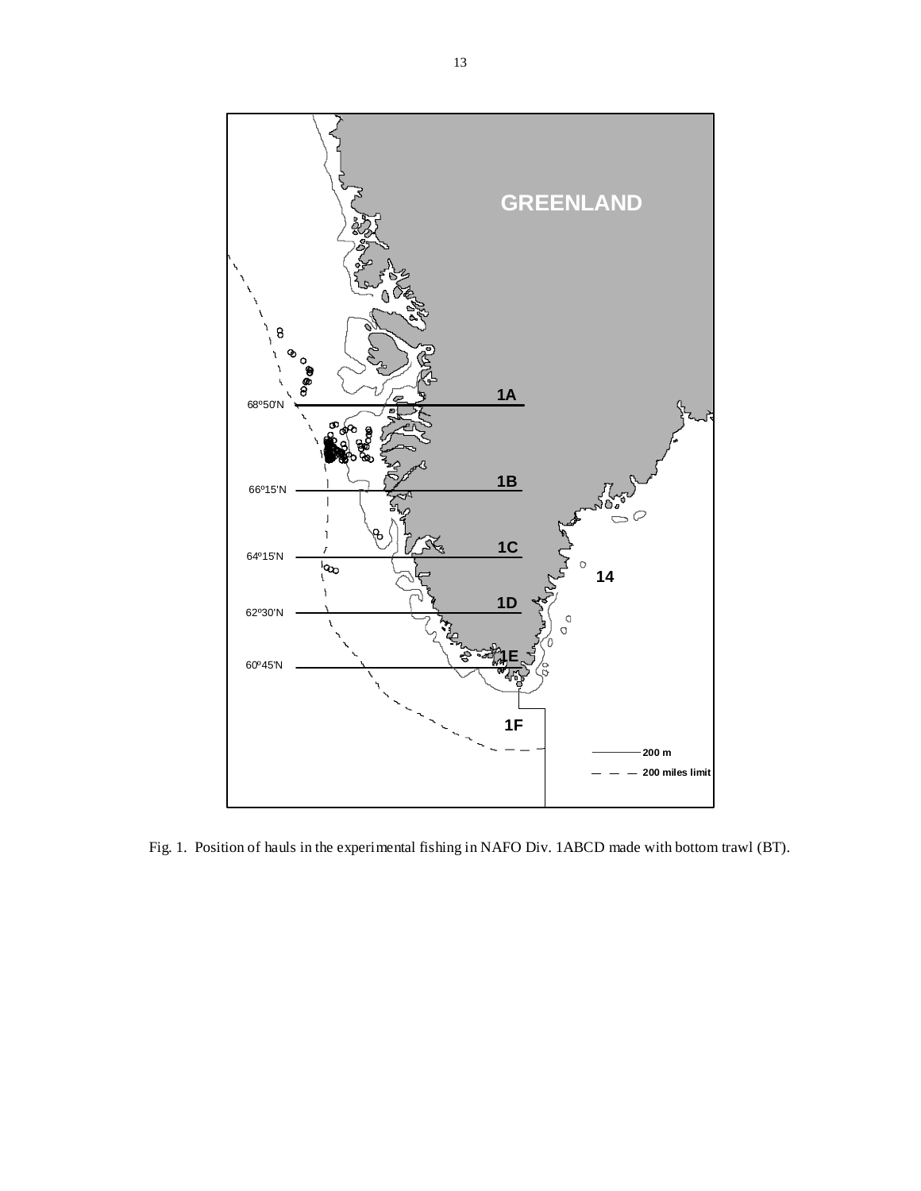Fig. 1. Position of hauls in the experimental fishing in NAFO Div. 1ABCD made with bottom trawl (BT).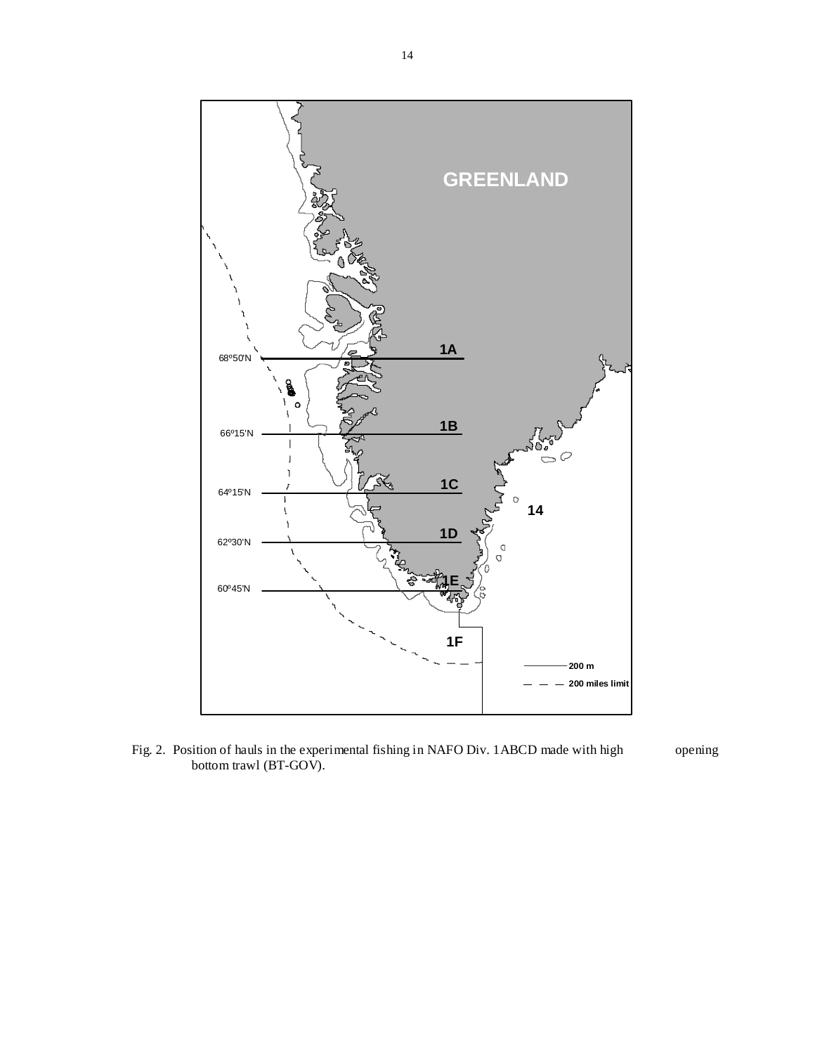Fig. 2. Position of hauls in the experimental fishing in NAFO Div. 1ABCD made with high opening bottom trawl (BT-GOV).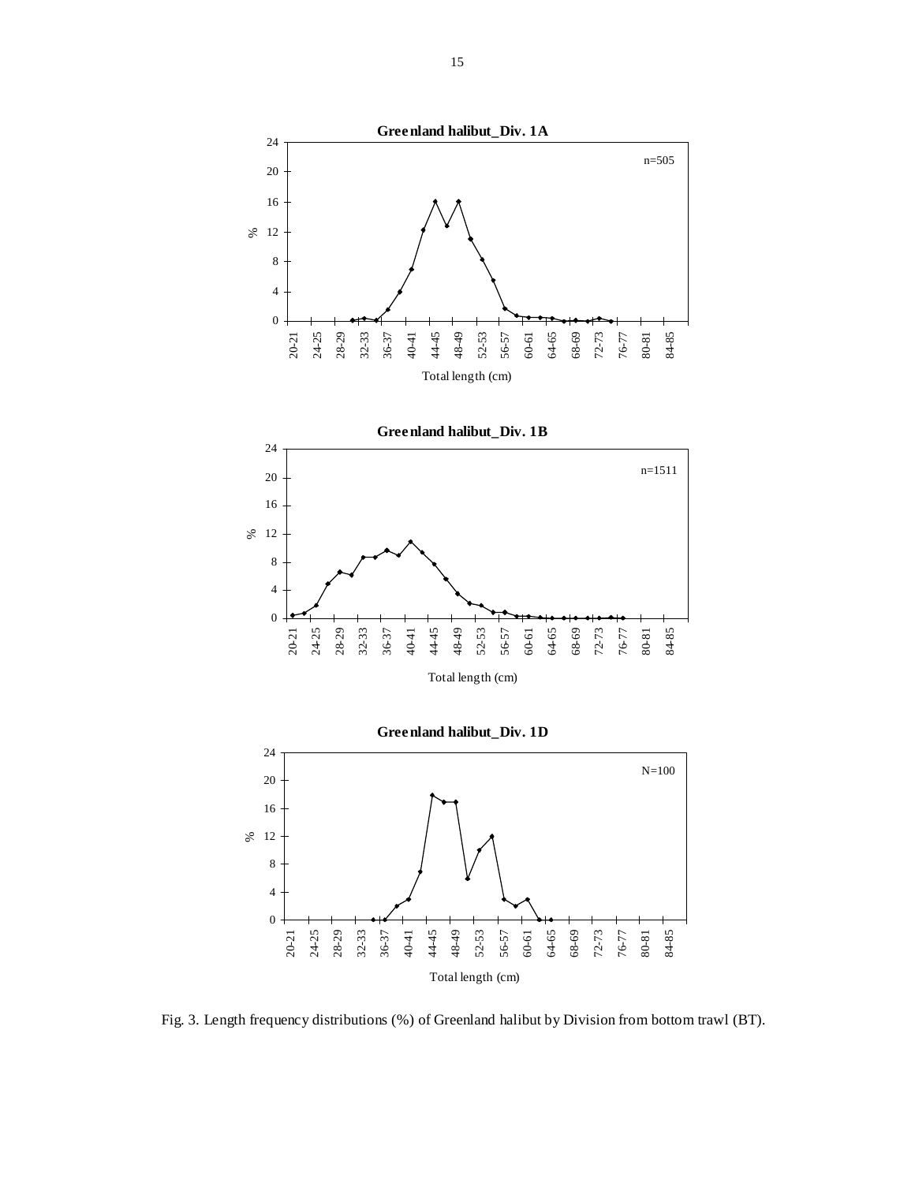Fig. 3. Length frequency distributions (%) of Greenland halibut by Division from bottom trawl (BT).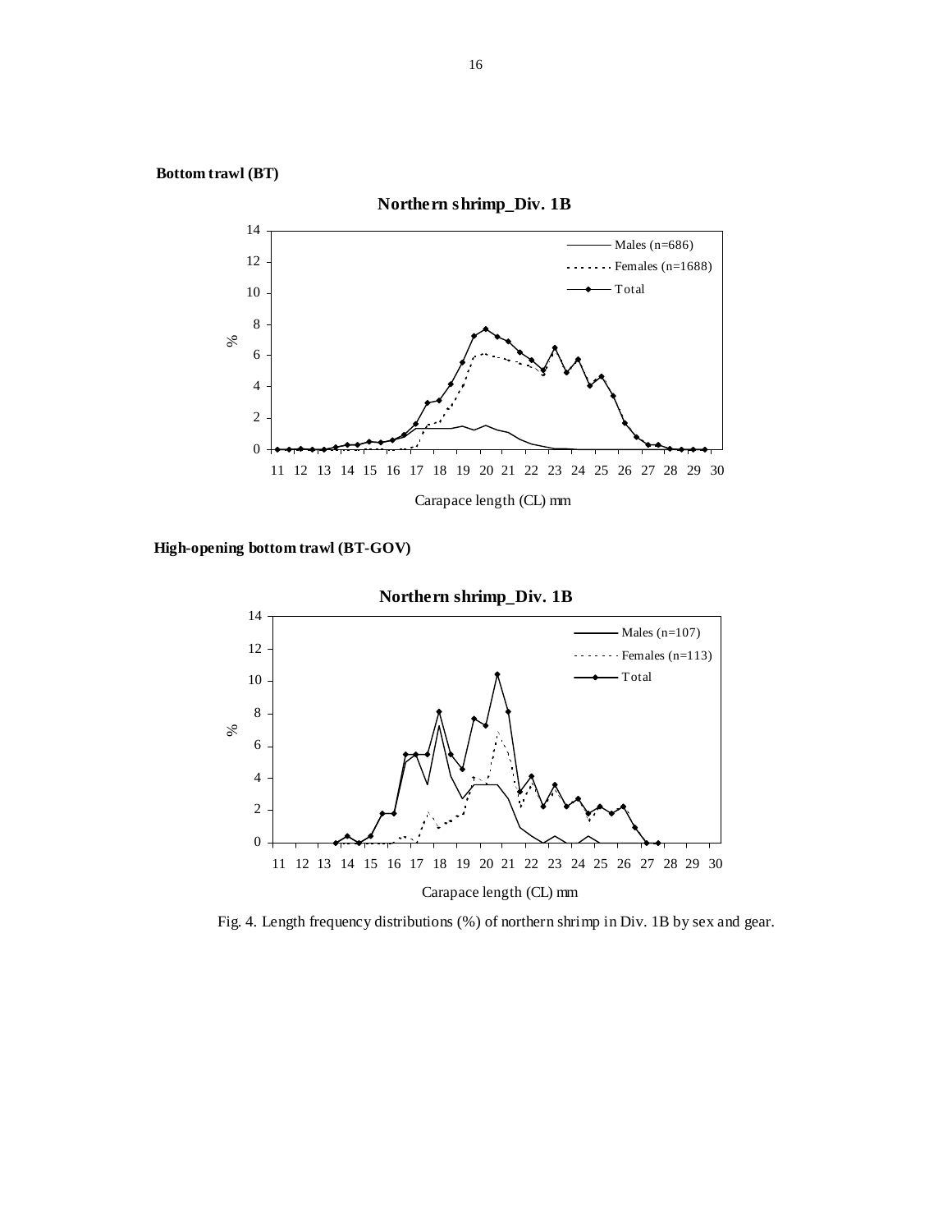**Bottom trawl (BT)**

**High-opening bottom trawl (BT-GOV)**

Fig. 4. Length frequency distributions (%) of northern shrimp in Div. 1B by sex and gear.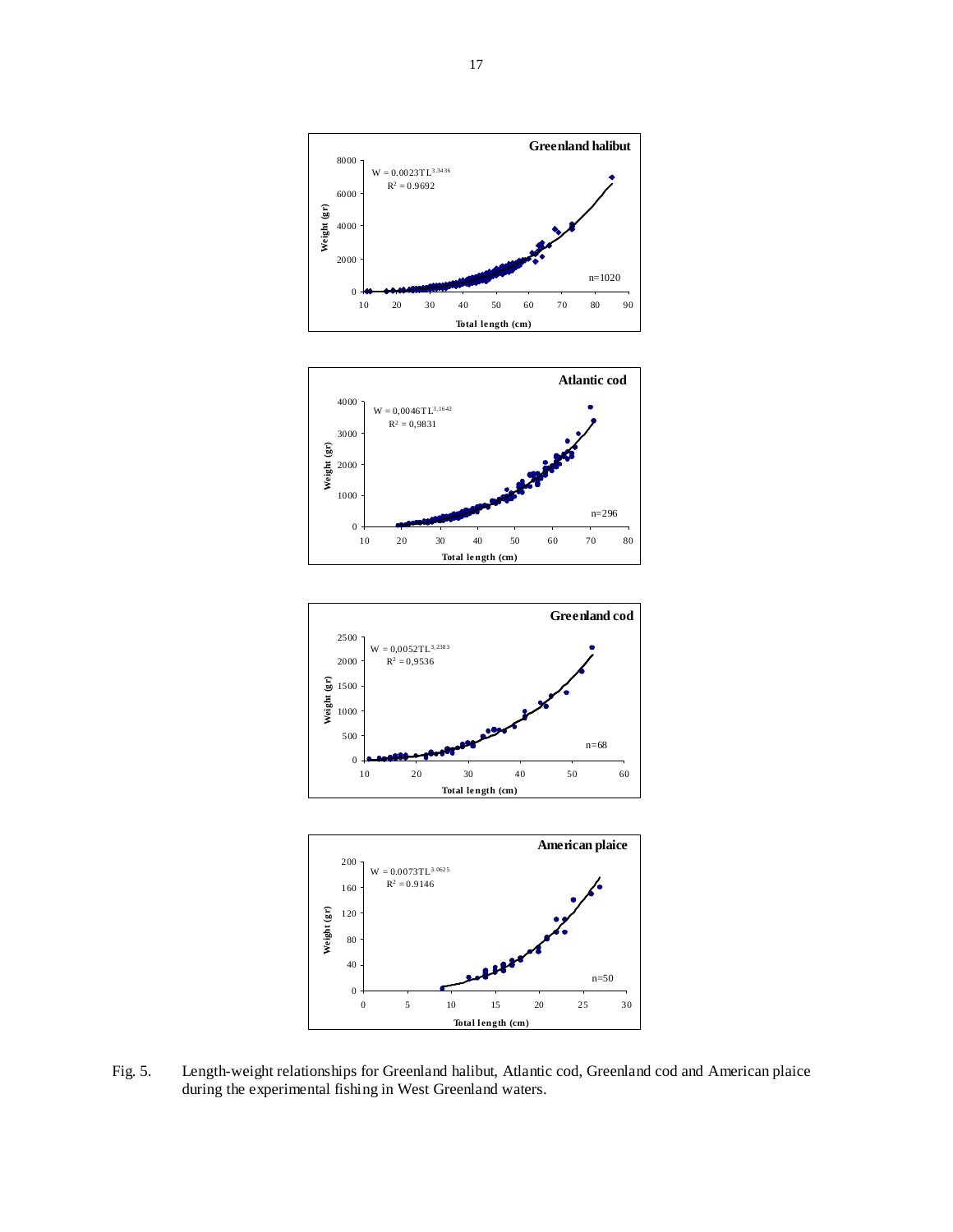Greenland halibut

$W = 0.0023TL^{3.3436}$

$R^2 = 0.9692$

n=1020

Weight (gr)

8000
6000
4000
2000
0

10 20 30 40 50 60 70 80 90

Total length (cm)

Atlantic cod

$W = 0,0046TL^{3,1642}$

$R^2 = 0,9831$

n=296

Weight (gr)

4000
3000
2000
1000
0

10 20 30 40 50 60 70 80

Total length (cm)

Greenland cod

$W = 0,0052TL^{3,2383}$

$R^2 = 0,9536$

n=68

Weight (gr)

2500
2000
1500
1000
500
0

10 20 30 40 50 60

Total length (cm)

American plaice

$W = 0.0073TL^{3.0625}$

$R^2 = 0.9146$

n=50

Weight (gr)

200
160
120
80
40
0

0 5 10 15 20 25 30

Total length (cm)

Fig. 5. Length-weight relationships for Greenland halibut, Atlantic cod, Greenland cod and American plaice during the experimental fishing in West Greenland waters.